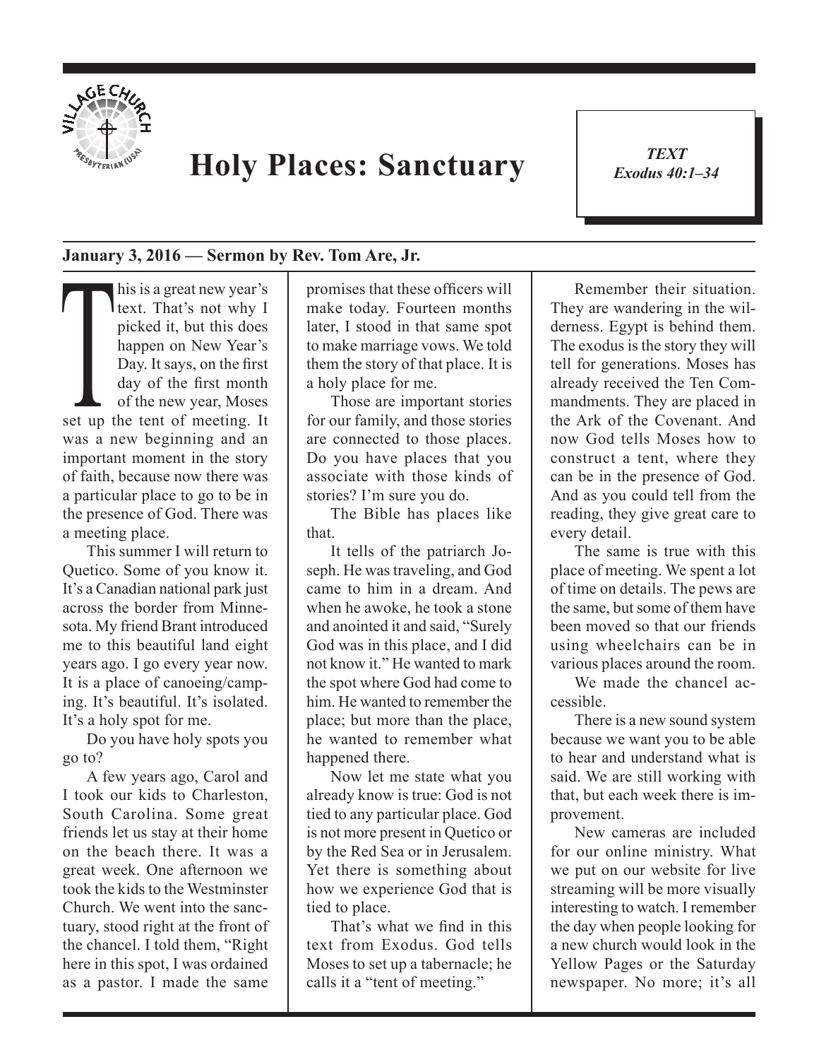# Holy Places: Sanctuary

***TEXT***
***Exodus 40:1–34***

**January 3, 2016 — Sermon by Rev. Tom Are, Jr.**

This is a great new year's text. That's not why I picked it, but this does happen on New Year's Day. It says, on the first day of the first month of the new year, Moses set up the tent of meeting. It was a new beginning and an important moment in the story of faith, because now there was a particular place to go to be in the presence of God. There was a meeting place.

This summer I will return to Quetico. Some of you know it. It's a Canadian national park just across the border from Minnesota. My friend Brant introduced me to this beautiful land eight years ago. I go every year now. It is a place of canoeing/camping. It's beautiful. It's isolated. It's a holy spot for me.

Do you have holy spots you go to?

A few years ago, Carol and I took our kids to Charleston, South Carolina. Some great friends let us stay at their home on the beach there. It was a great week. One afternoon we took the kids to the Westminster Church. We went into the sanctuary, stood right at the front of the chancel. I told them, "Right here in this spot, I was ordained as a pastor. I made the same promises that these officers will make today. Fourteen months later, I stood in that same spot to make marriage vows. We told them the story of that place. It is a holy place for me.

Those are important stories for our family, and those stories are connected to those places. Do you have places that you associate with those kinds of stories? I'm sure you do.

The Bible has places like that.

It tells of the patriarch Joseph. He was traveling, and God came to him in a dream. And when he awoke, he took a stone and anointed it and said, "Surely God was in this place, and I did not know it." He wanted to mark the spot where God had come to him. He wanted to remember the place; but more than the place, he wanted to remember what happened there.

Now let me state what you already know is true: God is not tied to any particular place. God is not more present in Quetico or by the Red Sea or in Jerusalem. Yet there is something about how we experience God that is tied to place.

That's what we find in this text from Exodus. God tells Moses to set up a tabernacle; he calls it a "tent of meeting."

Remember their situation. They are wandering in the wilderness. Egypt is behind them. The exodus is the story they will tell for generations. Moses has already received the Ten Commandments. They are placed in the Ark of the Covenant. And now God tells Moses how to construct a tent, where they can be in the presence of God. And as you could tell from the reading, they give great care to every detail.

The same is true with this place of meeting. We spent a lot of time on details. The pews are the same, but some of them have been moved so that our friends using wheelchairs can be in various places around the room.

We made the chancel accessible.

There is a new sound system because we want you to be able to hear and understand what is said. We are still working with that, but each week there is improvement.

New cameras are included for our online ministry. What we put on our website for live streaming will be more visually interesting to watch. I remember the day when people looking for a new church would look in the Yellow Pages or the Saturday newspaper. No more; it's all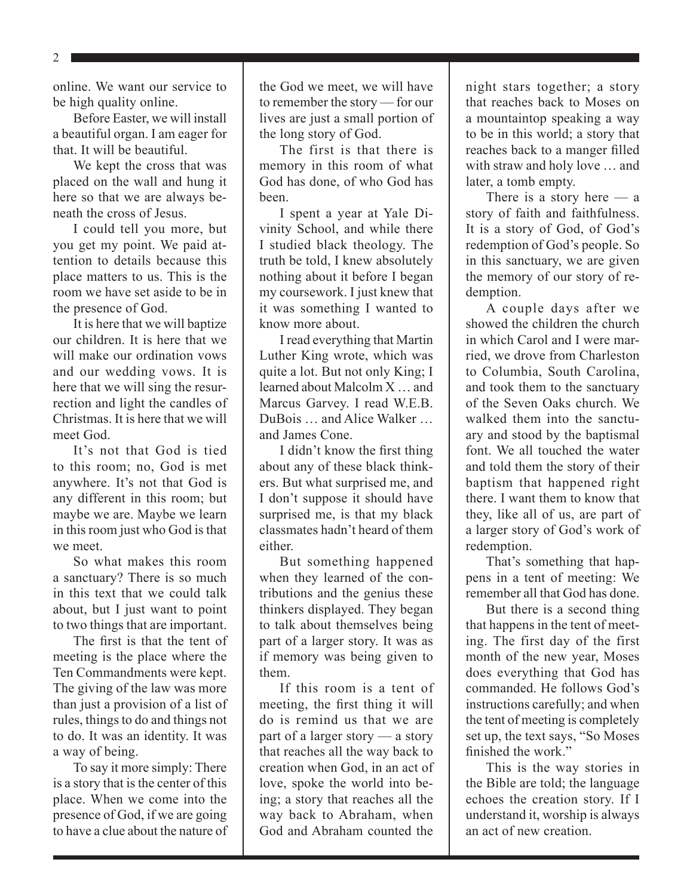online. We want our service to be high quality online.

Before Easter, we will install a beautiful organ. I am eager for that. It will be beautiful.

We kept the cross that was placed on the wall and hung it here so that we are always beneath the cross of Jesus.

I could tell you more, but you get my point. We paid attention to details because this place matters to us. This is the room we have set aside to be in the presence of God.

It is here that we will baptize our children. It is here that we will make our ordination vows and our wedding vows. It is here that we will sing the resurrection and light the candles of Christmas. It is here that we will meet God.

It's not that God is tied to this room; no, God is met anywhere. It's not that God is any different in this room; but maybe we are. Maybe we learn in this room just who God is that we meet.

So what makes this room a sanctuary? There is so much in this text that we could talk about, but I just want to point to two things that are important.

The first is that the tent of meeting is the place where the Ten Commandments were kept. The giving of the law was more than just a provision of a list of rules, things to do and things not to do. It was an identity. It was a way of being.

To say it more simply: There is a story that is the center of this place. When we come into the presence of God, if we are going to have a clue about the nature of the God we meet, we will have to remember the story — for our lives are just a small portion of the long story of God.

The first is that there is memory in this room of what God has done, of who God has been.

I spent a year at Yale Divinity School, and while there I studied black theology. The truth be told, I knew absolutely nothing about it before I began my coursework. I just knew that it was something I wanted to know more about.

I read everything that Martin Luther King wrote, which was quite a lot. But not only King; I learned about Malcolm X … and Marcus Garvey. I read W.E.B. DuBois … and Alice Walker … and James Cone.

I didn't know the first thing about any of these black thinkers. But what surprised me, and I don't suppose it should have surprised me, is that my black classmates hadn't heard of them either.

But something happened when they learned of the contributions and the genius these thinkers displayed. They began to talk about themselves being part of a larger story. It was as if memory was being given to them.

If this room is a tent of meeting, the first thing it will do is remind us that we are part of a larger story — a story that reaches all the way back to creation when God, in an act of love, spoke the world into being; a story that reaches all the way back to Abraham, when God and Abraham counted the night stars together; a story that reaches back to Moses on a mountaintop speaking a way to be in this world; a story that reaches back to a manger filled with straw and holy love … and later, a tomb empty.

There is a story here — a story of faith and faithfulness. It is a story of God, of God's redemption of God's people. So in this sanctuary, we are given the memory of our story of redemption.

A couple days after we showed the children the church in which Carol and I were married, we drove from Charleston to Columbia, South Carolina, and took them to the sanctuary of the Seven Oaks church. We walked them into the sanctuary and stood by the baptismal font. We all touched the water and told them the story of their baptism that happened right there. I want them to know that they, like all of us, are part of a larger story of God's work of redemption.

That's something that happens in a tent of meeting: We remember all that God has done.

But there is a second thing that happens in the tent of meeting. The first day of the first month of the new year, Moses does everything that God has commanded. He follows God's instructions carefully; and when the tent of meeting is completely set up, the text says, "So Moses finished the work."

This is the way stories in the Bible are told; the language echoes the creation story. If I understand it, worship is always an act of new creation.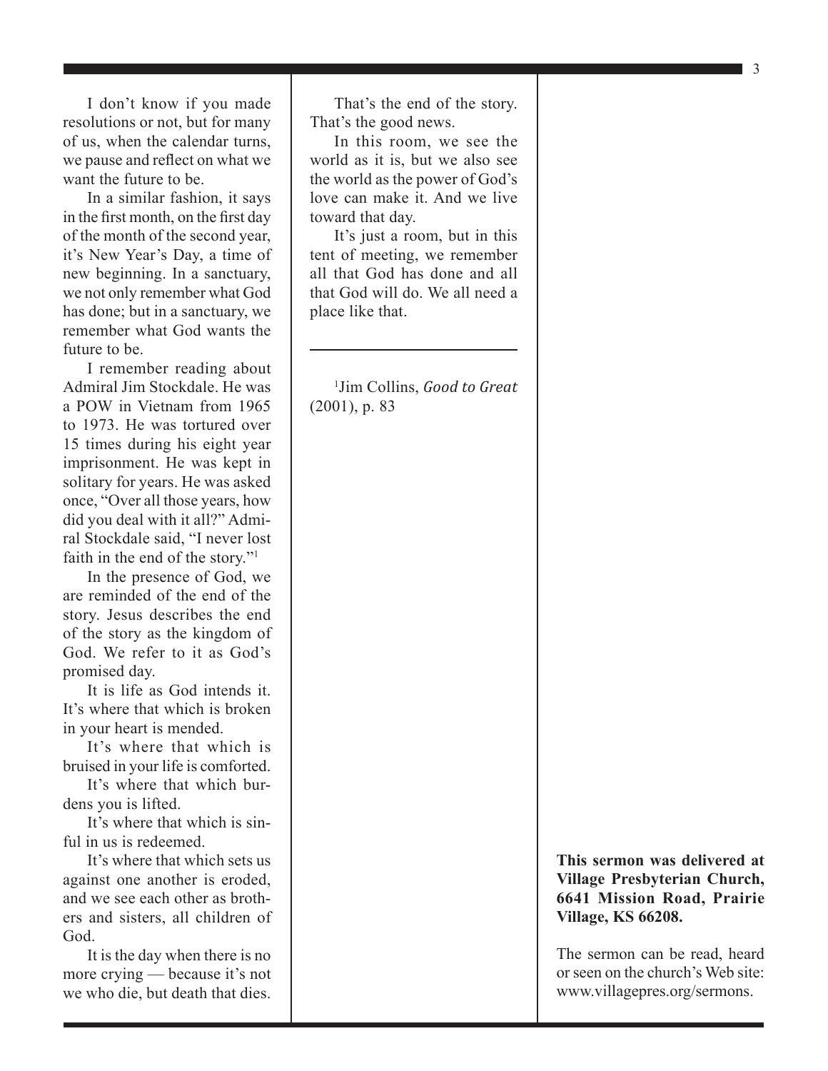I don't know if you made resolutions or not, but for many of us, when the calendar turns, we pause and reflect on what we want the future to be.

In a similar fashion, it says in the first month, on the first day of the month of the second year, it's New Year's Day, a time of new beginning. In a sanctuary, we not only remember what God has done; but in a sanctuary, we remember what God wants the future to be.

I remember reading about Admiral Jim Stockdale. He was a POW in Vietnam from 1965 to 1973. He was tortured over 15 times during his eight year imprisonment. He was kept in solitary for years. He was asked once, "Over all those years, how did you deal with it all?" Admiral Stockdale said, "I never lost faith in the end of the story."[1]

In the presence of God, we are reminded of the end of the story. Jesus describes the end of the story as the kingdom of God. We refer to it as God's promised day.

It is life as God intends it. It's where that which is broken in your heart is mended.

It's where that which is bruised in your life is comforted.

It's where that which burdens you is lifted.

It's where that which is sinful in us is redeemed.

It's where that which sets us against one another is eroded, and we see each other as brothers and sisters, all children of God.

It is the day when there is no more crying — because it's not we who die, but death that dies.

That's the end of the story. That's the good news.

In this room, we see the world as it is, but we also see the world as the power of God's love can make it. And we live toward that day.

It's just a room, but in this tent of meeting, we remember all that God has done and all that God will do. We all need a place like that.

---

[1] Jim Collins, *Good to Great* (2001), p. 83

**This sermon was delivered at Village Presbyterian Church, 6641 Mission Road, Prairie Village, KS 66208.**

The sermon can be read, heard or seen on the church's Web site: www.villagepres.org/sermons.